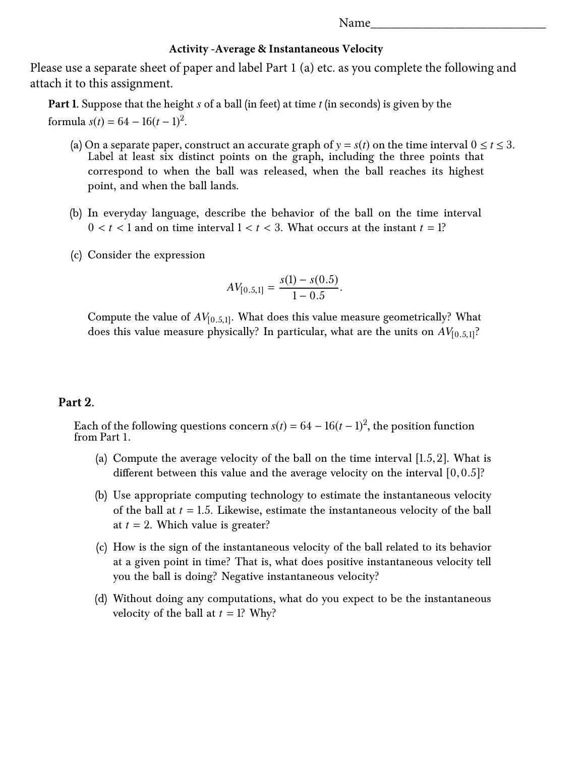Name______________________________

## Activity - Average & Instantaneous Velocity

Please use a separate sheet of paper and label Part 1 (a) etc. as you complete the following and attach it to this assignment.

**Part 1.** Suppose that the height $s$ of a ball (in feet) at time $t$ (in seconds) is given by the formula $s(t) = 64 - 16(t - 1)^2$.

(a) On a separate paper, construct an accurate graph of $y = s(t)$ on the time interval $0 \leq t \leq 3$. Label at least six distinct points on the graph, including the three points that correspond to when the ball was released, when the ball reaches its highest point, and when the ball lands.

(b) In everyday language, describe the behavior of the ball on the time interval $0 < t < 1$ and on time interval $1 < t < 3$. What occurs at the instant $t = 1$?

(c) Consider the expression

$$AV_{[0.5,1]} = \frac{s(1) - s(0.5)}{1 - 0.5}.$$

Compute the value of $AV_{[0.5,1]}$. What does this value measure geometrically? What does this value measure physically? In particular, what are the units on $AV_{[0.5,1]}$?

**Part 2.**

Each of the following questions concern $s(t) = 64 - 16(t - 1)^2$, the position function from Part 1.

(a) Compute the average velocity of the ball on the time interval $[1.5, 2]$. What is different between this value and the average velocity on the interval $[0, 0.5]$?

(b) Use appropriate computing technology to estimate the instantaneous velocity of the ball at $t = 1.5$. Likewise, estimate the instantaneous velocity of the ball at $t = 2$. Which value is greater?

(c) How is the sign of the instantaneous velocity of the ball related to its behavior at a given point in time? That is, what does positive instantaneous velocity tell you the ball is doing? Negative instantaneous velocity?

(d) Without doing any computations, what do you expect to be the instantaneous velocity of the ball at $t = 1$? Why?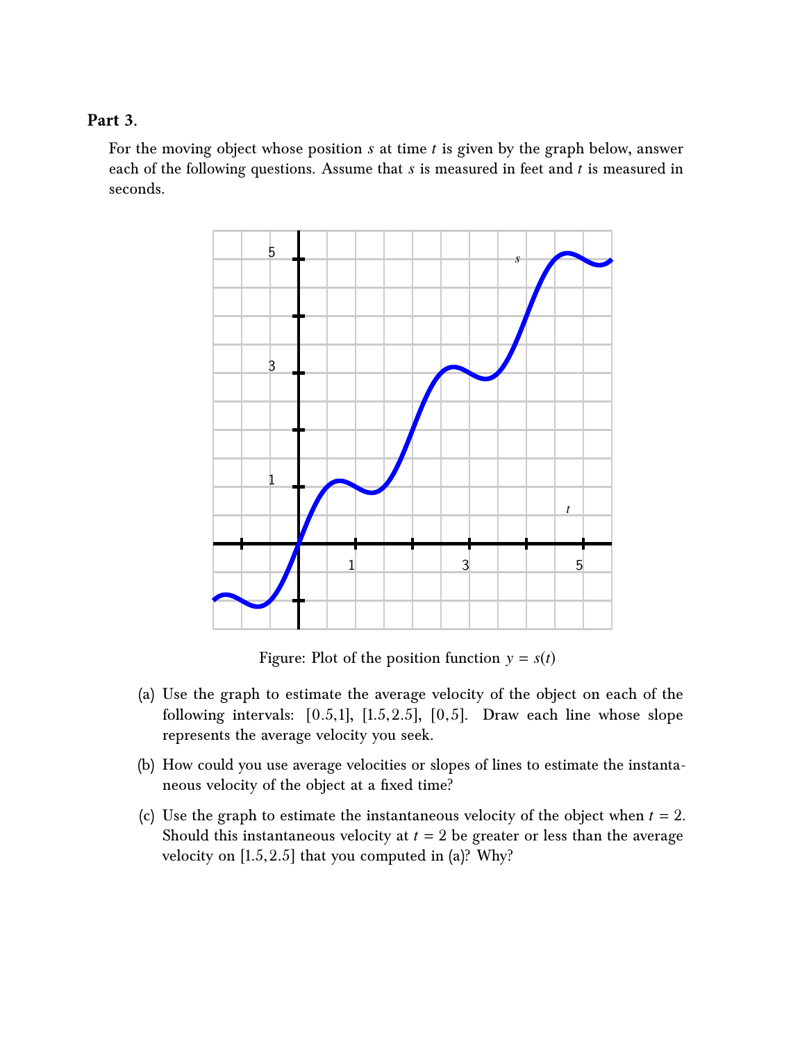**Part 3.**

For the moving object whose position $s$ at time $t$ is given by the graph below, answer each of the following questions. Assume that $s$ is measured in feet and $t$ is measured in seconds.

5

3

1

1

3

5

s

t

Figure: Plot of the position function $y = s(t)$

(a) Use the graph to estimate the average velocity of the object on each of the following intervals: $[0.5, 1]$, $[1.5, 2.5]$, $[0, 5]$. Draw each line whose slope represents the average velocity you seek.

(b) How could you use average velocities or slopes of lines to estimate the instantaneous velocity of the object at a fixed time?

(c) Use the graph to estimate the instantaneous velocity of the object when $t = 2$. Should this instantaneous velocity at $t = 2$ be greater or less than the average velocity on $[1.5, 2.5]$ that you computed in (a)? Why?